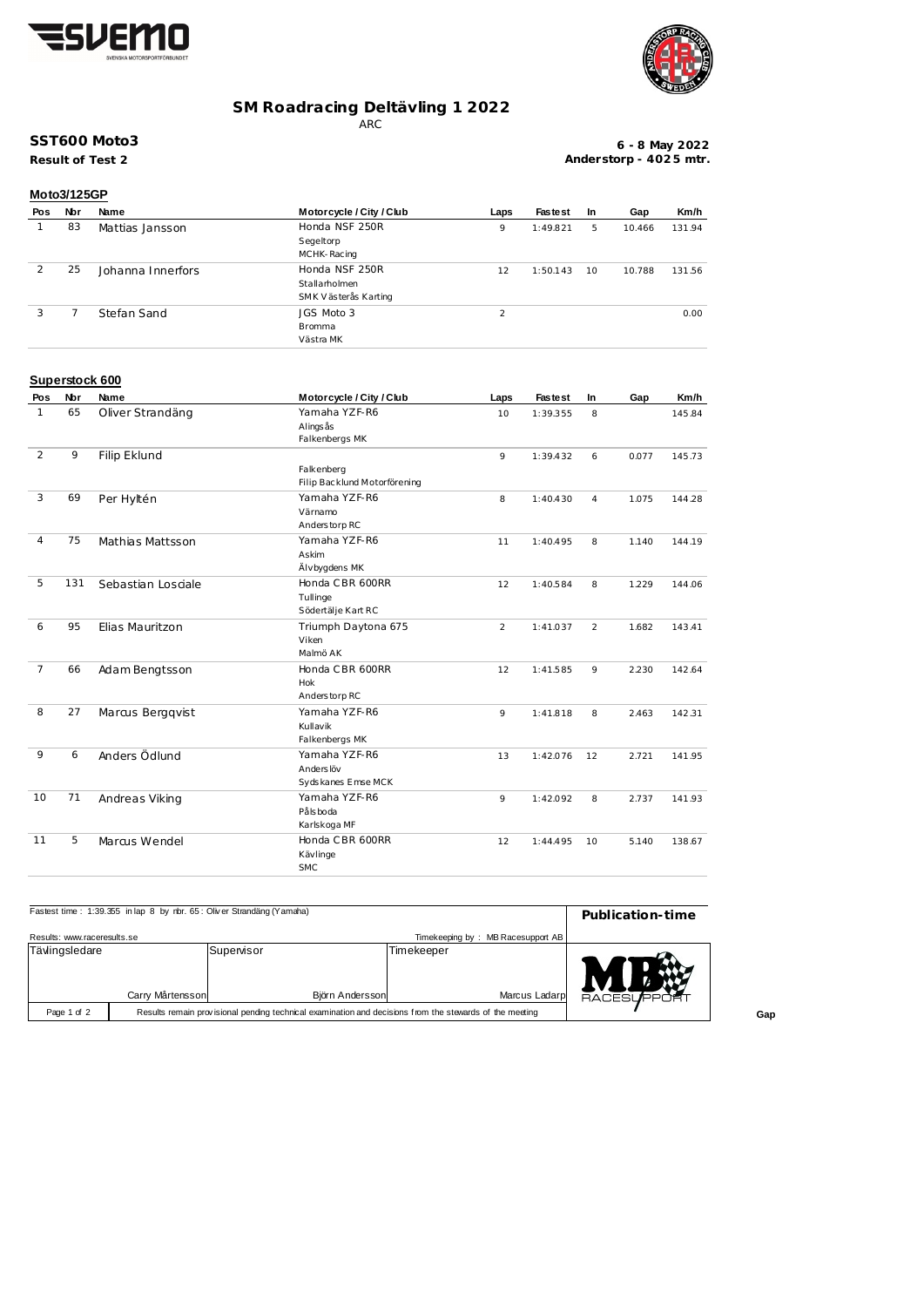# SM Roadracing Deltävling 1 2022

ARC

**SST600 Moto3**

**Result of Test 2**

**6 - 8 May 2022**
**Anderstorp - 4025 mtr.**

### Moto3/125GP

| Pos | Nbr | Name | Motorcycle / City / Club | Laps | Fastest | In | Gap | Km/h |
|---|---|---|---|---|---|---|---|---|
| 1 | 83 | Mattias Jansson | Honda NSF 250R<br>Segeltorp<br>MCHK-Racing | 9 | 1:49.821 | 5 | 10.466 | 131.94 |
| 2 | 25 | Johanna Innerfors | Honda NSF 250R<br>Stallarholmen<br>SMK Västerås Karting | 12 | 1:50.143 | 10 | 10.788 | 131.56 |
| 3 | 7 | Stefan Sand | JGS Moto 3<br>Bromma<br>Västra MK | 2 | | | | 0.00 |

### Superstock 600

| Pos | Nbr | Name | Motorcycle / City / Club | Laps | Fastest | In | Gap | Km/h |
|---|---|---|---|---|---|---|---|---|
| 1 | 65 | Oliver Strandäng | Yamaha YZF-R6<br>Alingsås<br>Falkenbergs MK | 10 | 1:39.355 | 8 | | 145.84 |
| 2 | 9 | Filip Eklund | Falkenberg<br>Filip Backlund Motorförening | 9 | 1:39.432 | 6 | 0.077 | 145.73 |
| 3 | 69 | Per Hyltén | Yamaha YZF-R6<br>Värnamo<br>Anderstorp RC | 8 | 1:40.430 | 4 | 1.075 | 144.28 |
| 4 | 75 | Mathias Mattsson | Yamaha YZF-R6<br>Askim<br>Älvbygdens MK | 11 | 1:40.495 | 8 | 1.140 | 144.19 |
| 5 | 131 | Sebastian Losciale | Honda CBR 600RR<br>Tullinge<br>Södertälje Kart RC | 12 | 1:40.584 | 8 | 1.229 | 144.06 |
| 6 | 95 | Elias Mauritzon | Triumph Daytona 675<br>Viken<br>Malmö AK | 2 | 1:41.037 | 2 | 1.682 | 143.41 |
| 7 | 66 | Adam Bengtsson | Honda CBR 600RR<br>Hok<br>Anderstorp RC | 12 | 1:41.585 | 9 | 2.230 | 142.64 |
| 8 | 27 | Marcus Bergqvist | Yamaha YZF-R6<br>Kullavik<br>Falkenbergs MK | 9 | 1:41.818 | 8 | 2.463 | 142.31 |
| 9 | 6 | Anders Ödlund | Yamaha YZF-R6<br>Anderslöv<br>Sydskanes Emse MCK | 13 | 1:42.076 | 12 | 2.721 | 141.95 |
| 10 | 71 | Andreas Viking | Yamaha YZF-R6<br>Pålsboda<br>Karlskoga MF | 9 | 1:42.092 | 8 | 2.737 | 141.93 |
| 11 | 5 | Marcus Wendel | Honda CBR 600RR<br>Kävlinge<br>SMC | 12 | 1:44.495 | 10 | 5.140 | 138.67 |

Fastest time : 1:39.355 in lap 8 by nbr. 65 : Oliver Strandäng (Yamaha)

**Publication-time**

Results: www.raceresults.se — Timekeeping by : MB Racesupport AB

| Tävlingsledare | Supervisor | Timekeeper |
|---|---|---|
| Carry Mårtensson | Björn Andersson | Marcus Ladarp |

Results remain provisional pending technical examination and decisions from the stewards of the meeting

Gap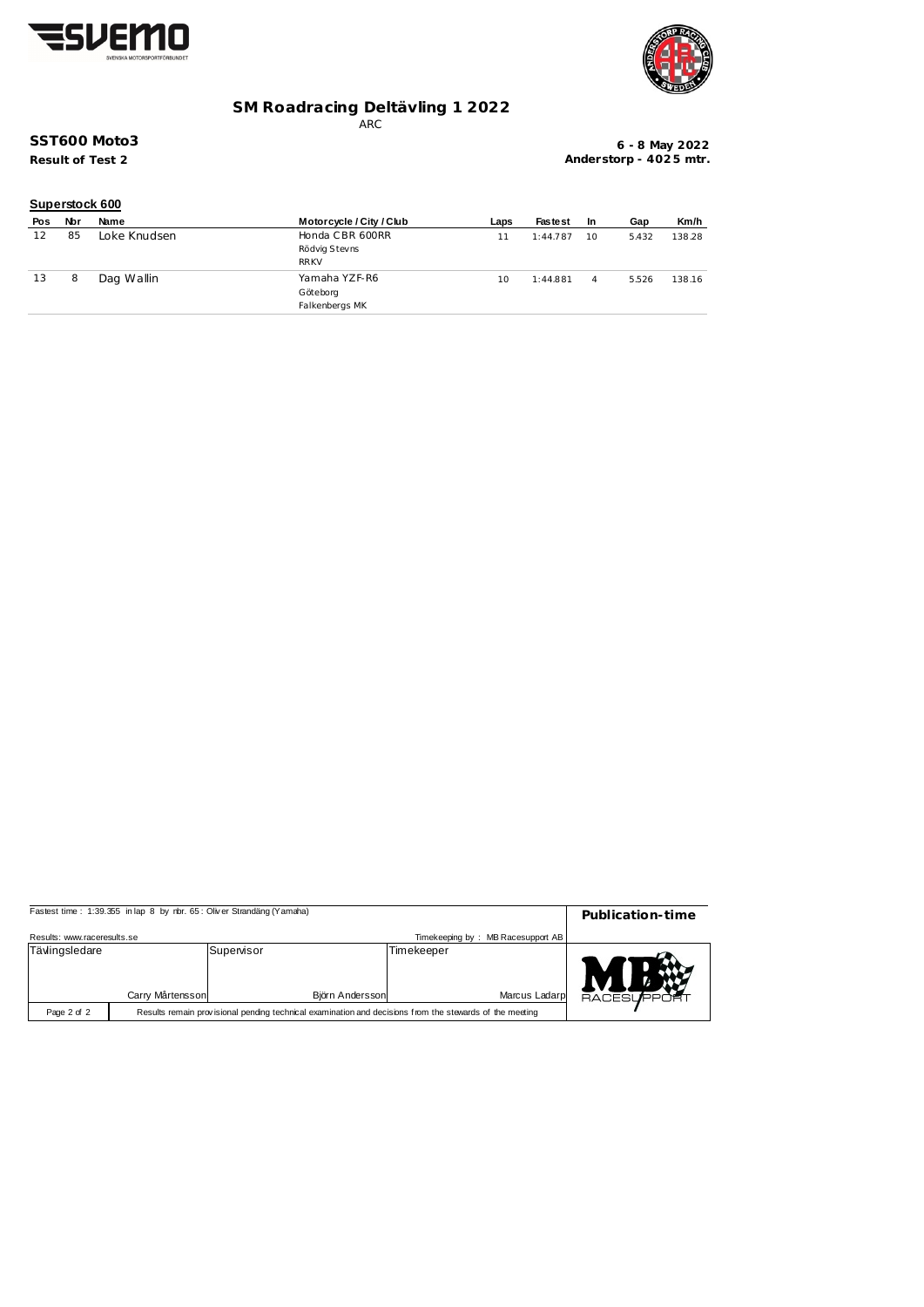## SM Roadracing Deltävling 1 2022

ARC

**SST600 Moto3**

**Result of Test 2**

**6 - 8 May 2022**
**Anderstorp - 4025 mtr.**

**Superstock 600**

| Pos | Nbr | Name | Motorcycle / City / Club | Laps | Fastest | In | Gap | Km/h |
|---|---|---|---|---|---|---|---|---|
| 12 | 85 | Loke Knudsen | Honda CBR 600RR<br>Rödvig Stevns<br>RRKV | 11 | 1:44.787 | 10 | 5.432 | 138.28 |
| 13 | 8 | Dag Wallin | Yamaha YZF-R6<br>Göteborg<br>Falkenbergs MK | 10 | 1:44.881 | 4 | 5.526 | 138.16 |

Fastest time : 1:39.355 in lap 8 by nbr. 65 : Oliver Strandäng (Yamaha)

**Publication-time**

Results: www.raceresults.se

Timekeeping by : MB Racesupport AB

| Tävlingsledare | Supervisor | Timekeeper |
|---|---|---|
| Carry Mårtensson | Björn Andersson | Marcus Ladarp |

Results remain provisional pending technical examination and decisions from the stewards of the meeting